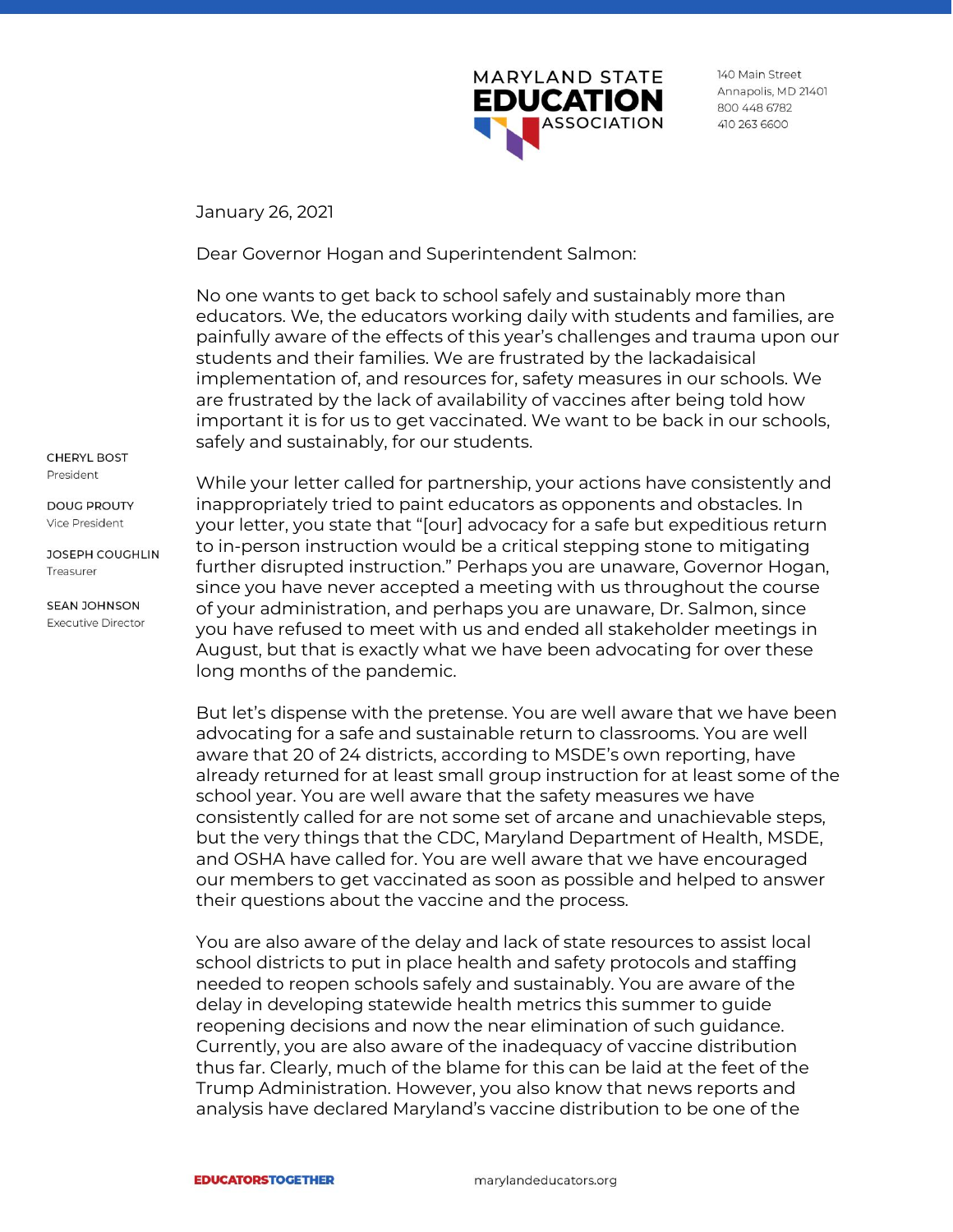MARYLAND STATE EDUCATION ASSOCIATION

140 Main Street
Annapolis, MD 21401
800 448 6782
410 263 6600

CHERYL BOST
President

DOUG PROUTY
Vice President

JOSEPH COUGHLIN
Treasurer

SEAN JOHNSON
Executive Director

January 26, 2021

Dear Governor Hogan and Superintendent Salmon:

No one wants to get back to school safely and sustainably more than educators. We, the educators working daily with students and families, are painfully aware of the effects of this year's challenges and trauma upon our students and their families. We are frustrated by the lackadaisical implementation of, and resources for, safety measures in our schools. We are frustrated by the lack of availability of vaccines after being told how important it is for us to get vaccinated. We want to be back in our schools, safely and sustainably, for our students.

While your letter called for partnership, your actions have consistently and inappropriately tried to paint educators as opponents and obstacles. In your letter, you state that "[our] advocacy for a safe but expeditious return to in-person instruction would be a critical stepping stone to mitigating further disrupted instruction." Perhaps you are unaware, Governor Hogan, since you have never accepted a meeting with us throughout the course of your administration, and perhaps you are unaware, Dr. Salmon, since you have refused to meet with us and ended all stakeholder meetings in August, but that is exactly what we have been advocating for over these long months of the pandemic.

But let's dispense with the pretense. You are well aware that we have been advocating for a safe and sustainable return to classrooms. You are well aware that 20 of 24 districts, according to MSDE's own reporting, have already returned for at least small group instruction for at least some of the school year. You are well aware that the safety measures we have consistently called for are not some set of arcane and unachievable steps, but the very things that the CDC, Maryland Department of Health, MSDE, and OSHA have called for. You are well aware that we have encouraged our members to get vaccinated as soon as possible and helped to answer their questions about the vaccine and the process.

You are also aware of the delay and lack of state resources to assist local school districts to put in place health and safety protocols and staffing needed to reopen schools safely and sustainably. You are aware of the delay in developing statewide health metrics this summer to guide reopening decisions and now the near elimination of such guidance. Currently, you are also aware of the inadequacy of vaccine distribution thus far. Clearly, much of the blame for this can be laid at the feet of the Trump Administration. However, you also know that news reports and analysis have declared Maryland's vaccine distribution to be one of the

EDUCATORSTOGETHER

marylandeducators.org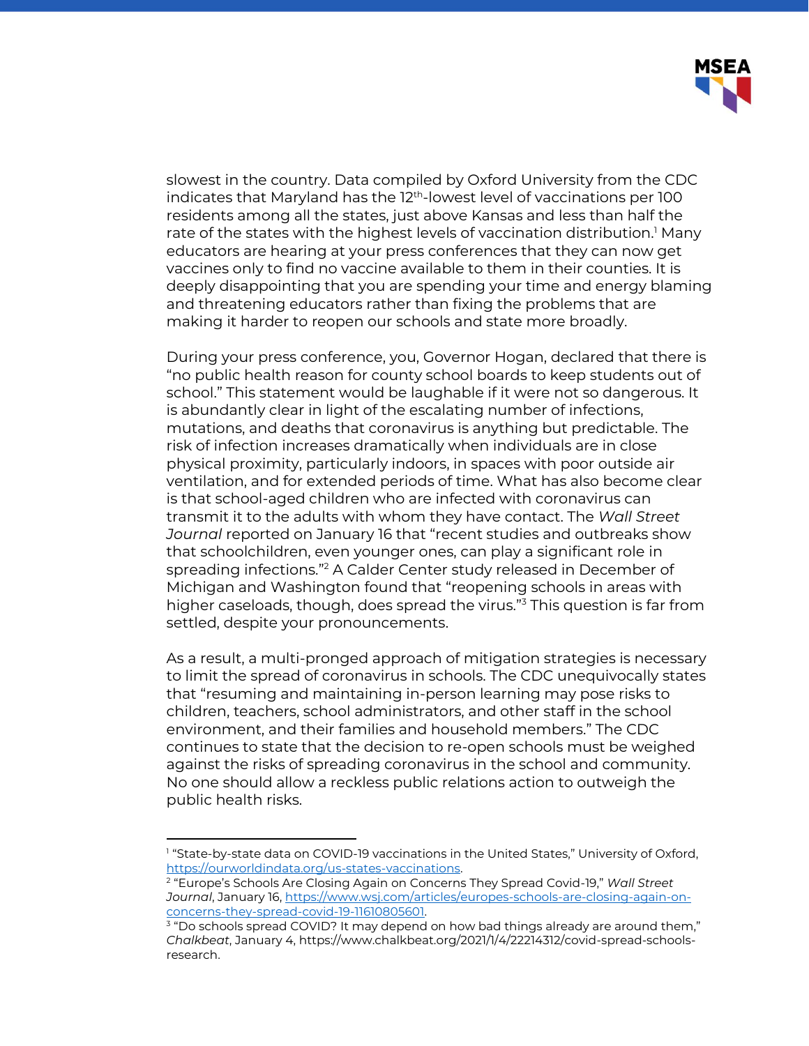slowest in the country. Data compiled by Oxford University from the CDC indicates that Maryland has the 12th-lowest level of vaccinations per 100 residents among all the states, just above Kansas and less than half the rate of the states with the highest levels of vaccination distribution.[1] Many educators are hearing at your press conferences that they can now get vaccines only to find no vaccine available to them in their counties. It is deeply disappointing that you are spending your time and energy blaming and threatening educators rather than fixing the problems that are making it harder to reopen our schools and state more broadly.

During your press conference, you, Governor Hogan, declared that there is "no public health reason for county school boards to keep students out of school." This statement would be laughable if it were not so dangerous. It is abundantly clear in light of the escalating number of infections, mutations, and deaths that coronavirus is anything but predictable. The risk of infection increases dramatically when individuals are in close physical proximity, particularly indoors, in spaces with poor outside air ventilation, and for extended periods of time. What has also become clear is that school-aged children who are infected with coronavirus can transmit it to the adults with whom they have contact. The *Wall Street Journal* reported on January 16 that "recent studies and outbreaks show that schoolchildren, even younger ones, can play a significant role in spreading infections."[2] A Calder Center study released in December of Michigan and Washington found that "reopening schools in areas with higher caseloads, though, does spread the virus."[3] This question is far from settled, despite your pronouncements.

As a result, a multi-pronged approach of mitigation strategies is necessary to limit the spread of coronavirus in schools. The CDC unequivocally states that "resuming and maintaining in-person learning may pose risks to children, teachers, school administrators, and other staff in the school environment, and their families and household members." The CDC continues to state that the decision to re-open schools must be weighed against the risks of spreading coronavirus in the school and community. No one should allow a reckless public relations action to outweigh the public health risks.

---

[1] "State-by-state data on COVID-19 vaccinations in the United States," University of Oxford, https://ourworldindata.org/us-states-vaccinations.

[2] "Europe's Schools Are Closing Again on Concerns They Spread Covid-19," *Wall Street Journal*, January 16, https://www.wsj.com/articles/europes-schools-are-closing-again-on-concerns-they-spread-covid-19-11610805601.

[3] "Do schools spread COVID? It may depend on how bad things already are around them," *Chalkbeat*, January 4, https://www.chalkbeat.org/2021/1/4/22214312/covid-spread-schools-research.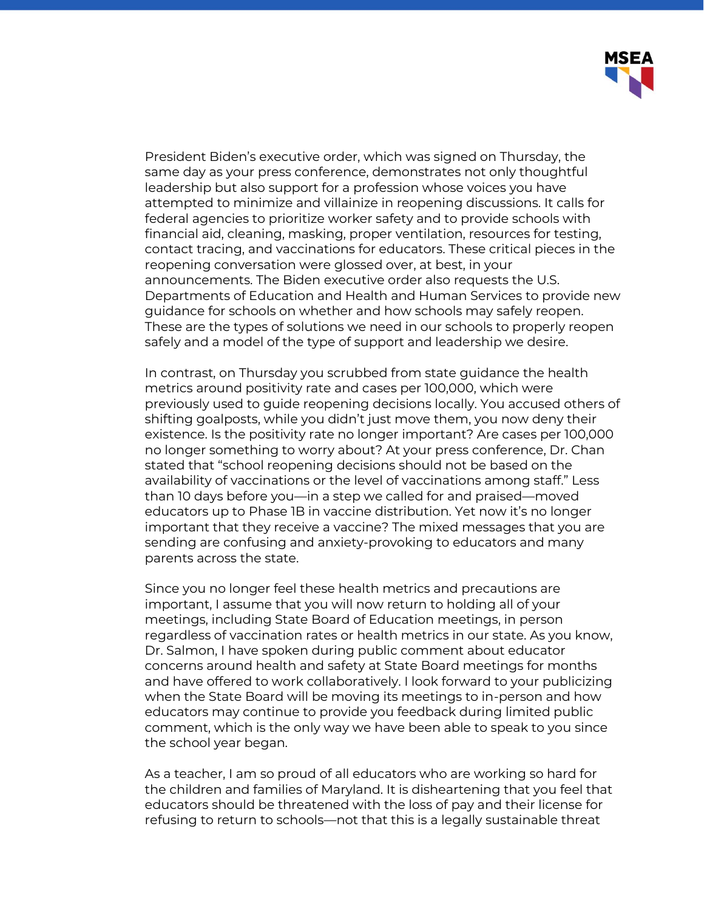President Biden's executive order, which was signed on Thursday, the same day as your press conference, demonstrates not only thoughtful leadership but also support for a profession whose voices you have attempted to minimize and villainize in reopening discussions. It calls for federal agencies to prioritize worker safety and to provide schools with financial aid, cleaning, masking, proper ventilation, resources for testing, contact tracing, and vaccinations for educators. These critical pieces in the reopening conversation were glossed over, at best, in your announcements. The Biden executive order also requests the U.S. Departments of Education and Health and Human Services to provide new guidance for schools on whether and how schools may safely reopen. These are the types of solutions we need in our schools to properly reopen safely and a model of the type of support and leadership we desire.

In contrast, on Thursday you scrubbed from state guidance the health metrics around positivity rate and cases per 100,000, which were previously used to guide reopening decisions locally. You accused others of shifting goalposts, while you didn't just move them, you now deny their existence. Is the positivity rate no longer important? Are cases per 100,000 no longer something to worry about? At your press conference, Dr. Chan stated that "school reopening decisions should not be based on the availability of vaccinations or the level of vaccinations among staff." Less than 10 days before you—in a step we called for and praised—moved educators up to Phase 1B in vaccine distribution. Yet now it's no longer important that they receive a vaccine? The mixed messages that you are sending are confusing and anxiety-provoking to educators and many parents across the state.

Since you no longer feel these health metrics and precautions are important, I assume that you will now return to holding all of your meetings, including State Board of Education meetings, in person regardless of vaccination rates or health metrics in our state. As you know, Dr. Salmon, I have spoken during public comment about educator concerns around health and safety at State Board meetings for months and have offered to work collaboratively. I look forward to your publicizing when the State Board will be moving its meetings to in-person and how educators may continue to provide you feedback during limited public comment, which is the only way we have been able to speak to you since the school year began.

As a teacher, I am so proud of all educators who are working so hard for the children and families of Maryland. It is disheartening that you feel that educators should be threatened with the loss of pay and their license for refusing to return to schools—not that this is a legally sustainable threat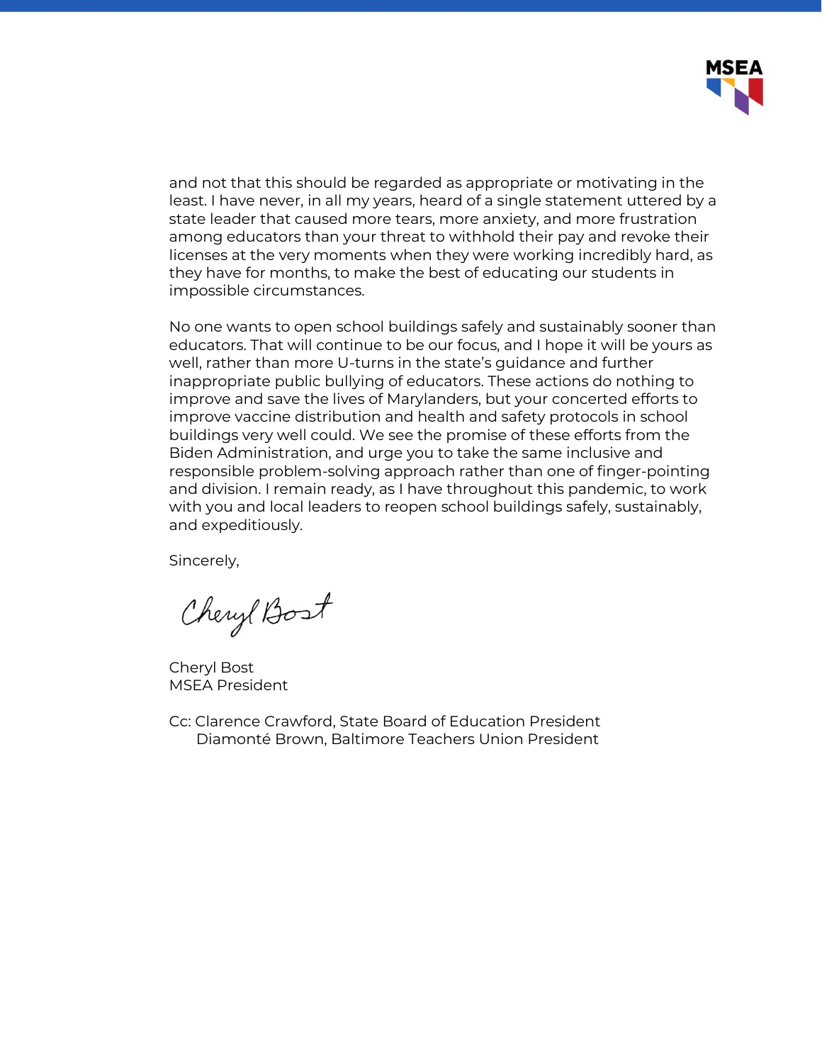and not that this should be regarded as appropriate or motivating in the least. I have never, in all my years, heard of a single statement uttered by a state leader that caused more tears, more anxiety, and more frustration among educators than your threat to withhold their pay and revoke their licenses at the very moments when they were working incredibly hard, as they have for months, to make the best of educating our students in impossible circumstances.

No one wants to open school buildings safely and sustainably sooner than educators. That will continue to be our focus, and I hope it will be yours as well, rather than more U-turns in the state's guidance and further inappropriate public bullying of educators. These actions do nothing to improve and save the lives of Marylanders, but your concerted efforts to improve vaccine distribution and health and safety protocols in school buildings very well could. We see the promise of these efforts from the Biden Administration, and urge you to take the same inclusive and responsible problem-solving approach rather than one of finger-pointing and division. I remain ready, as I have throughout this pandemic, to work with you and local leaders to reopen school buildings safely, sustainably, and expeditiously.

Sincerely,

Cheryl Bost

Cheryl Bost
MSEA President

Cc: Clarence Crawford, State Board of Education President
Diamonté Brown, Baltimore Teachers Union President